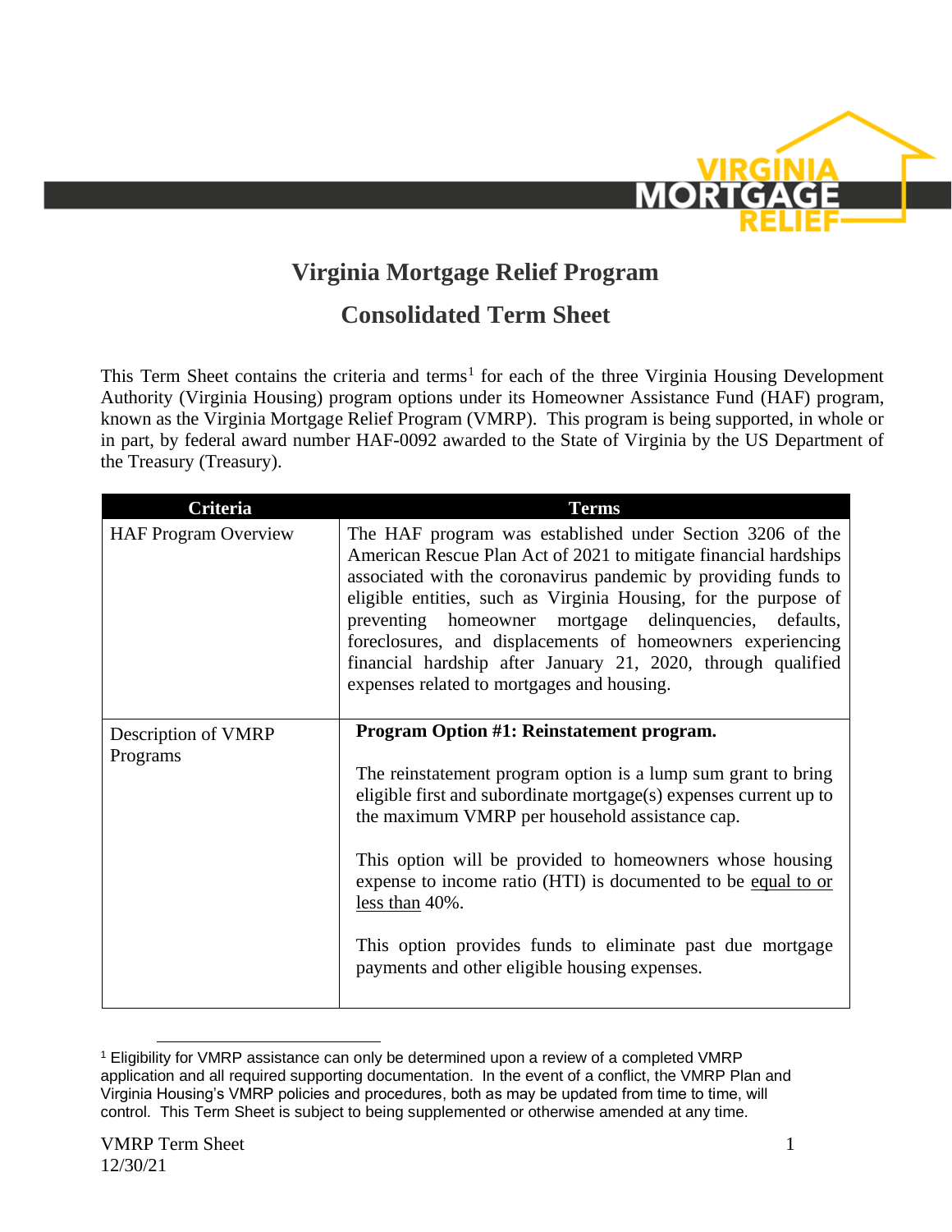# Virginia Mortgage Relief Program

## Consolidated Term Sheet

This Term Sheet contains the criteria and terms[1] for each of the three Virginia Housing Development Authority (Virginia Housing) program options under its Homeowner Assistance Fund (HAF) program, known as the Virginia Mortgage Relief Program (VMRP). This program is being supported, in whole or in part, by federal award number HAF-0092 awarded to the State of Virginia by the US Department of the Treasury (Treasury).

| Criteria | Terms |
|---|---|
| HAF Program Overview | The HAF program was established under Section 3206 of the American Rescue Plan Act of 2021 to mitigate financial hardships associated with the coronavirus pandemic by providing funds to eligible entities, such as Virginia Housing, for the purpose of preventing homeowner mortgage delinquencies, defaults, foreclosures, and displacements of homeowners experiencing financial hardship after January 21, 2020, through qualified expenses related to mortgages and housing. |
| Description of VMRP Programs | **Program Option #1: Reinstatement program.**<br><br>The reinstatement program option is a lump sum grant to bring eligible first and subordinate mortgage(s) expenses current up to the maximum VMRP per household assistance cap.<br><br>This option will be provided to homeowners whose housing expense to income ratio (HTI) is documented to be <u>equal to or less than</u> 40%.<br><br>This option provides funds to eliminate past due mortgage payments and other eligible housing expenses. |

[1] Eligibility for VMRP assistance can only be determined upon a review of a completed VMRP application and all required supporting documentation. In the event of a conflict, the VMRP Plan and Virginia Housing's VMRP policies and procedures, both as may be updated from time to time, will control. This Term Sheet is subject to being supplemented or otherwise amended at any time.

VMRP Term Sheet
12/30/21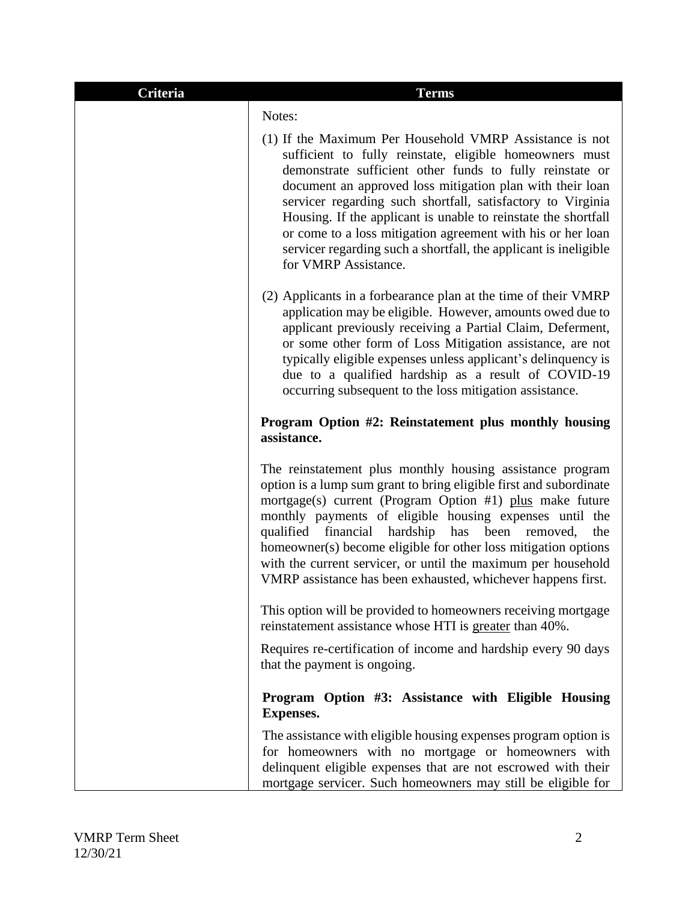| Criteria | Terms |
|---|---|
| | Notes:<br><br>(1) If the Maximum Per Household VMRP Assistance is not sufficient to fully reinstate, eligible homeowners must demonstrate sufficient other funds to fully reinstate or document an approved loss mitigation plan with their loan servicer regarding such shortfall, satisfactory to Virginia Housing. If the applicant is unable to reinstate the shortfall or come to a loss mitigation agreement with his or her loan servicer regarding such a shortfall, the applicant is ineligible for VMRP Assistance.<br><br>(2) Applicants in a forbearance plan at the time of their VMRP application may be eligible. However, amounts owed due to applicant previously receiving a Partial Claim, Deferment, or some other form of Loss Mitigation assistance, are not typically eligible expenses unless applicant's delinquency is due to a qualified hardship as a result of COVID-19 occurring subsequent to the loss mitigation assistance.<br><br>**Program Option #2: Reinstatement plus monthly housing assistance.**<br><br>The reinstatement plus monthly housing assistance program option is a lump sum grant to bring eligible first and subordinate mortgage(s) current (Program Option #1) <u>plus</u> make future monthly payments of eligible housing expenses until the qualified financial hardship has been removed, the homeowner(s) become eligible for other loss mitigation options with the current servicer, or until the maximum per household VMRP assistance has been exhausted, whichever happens first.<br><br>This option will be provided to homeowners receiving mortgage reinstatement assistance whose HTI is <u>greater</u> than 40%.<br><br>Requires re-certification of income and hardship every 90 days that the payment is ongoing.<br><br>**Program Option #3: Assistance with Eligible Housing Expenses.**<br><br>The assistance with eligible housing expenses program option is for homeowners with no mortgage or homeowners with delinquent eligible expenses that are not escrowed with their mortgage servicer. Such homeowners may still be eligible for |

VMRP Term Sheet
12/30/21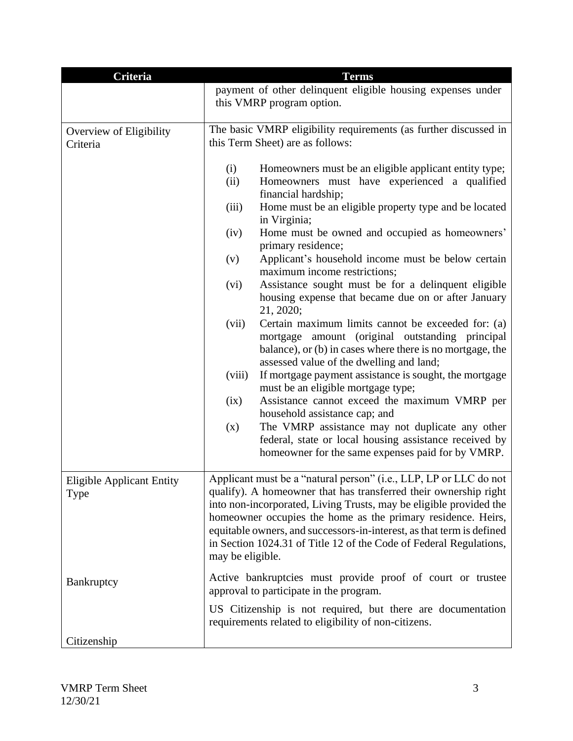| Criteria | Terms |
|---|---|
| | payment of other delinquent eligible housing expenses under this VMRP program option. |
| Overview of Eligibility Criteria | The basic VMRP eligibility requirements (as further discussed in this Term Sheet) are as follows:<br><br>(i) Homeowners must be an eligible applicant entity type;<br>(ii) Homeowners must have experienced a qualified financial hardship;<br>(iii) Home must be an eligible property type and be located in Virginia;<br>(iv) Home must be owned and occupied as homeowners' primary residence;<br>(v) Applicant's household income must be below certain maximum income restrictions;<br>(vi) Assistance sought must be for a delinquent eligible housing expense that became due on or after January 21, 2020;<br>(vii) Certain maximum limits cannot be exceeded for: (a) mortgage amount (original outstanding principal balance), or (b) in cases where there is no mortgage, the assessed value of the dwelling and land;<br>(viii) If mortgage payment assistance is sought, the mortgage must be an eligible mortgage type;<br>(ix) Assistance cannot exceed the maximum VMRP per household assistance cap; and<br>(x) The VMRP assistance may not duplicate any other federal, state or local housing assistance received by homeowner for the same expenses paid for by VMRP. |
| Eligible Applicant Entity Type | Applicant must be a "natural person" (i.e., LLP, LP or LLC do not qualify). A homeowner that has transferred their ownership right into non-incorporated, Living Trusts, may be eligible provided the homeowner occupies the home as the primary residence. Heirs, equitable owners, and successors-in-interest, as that term is defined in Section 1024.31 of Title 12 of the Code of Federal Regulations, may be eligible. |
| Bankruptcy | Active bankruptcies must provide proof of court or trustee approval to participate in the program. |
| Citizenship | US Citizenship is not required, but there are documentation requirements related to eligibility of non-citizens. |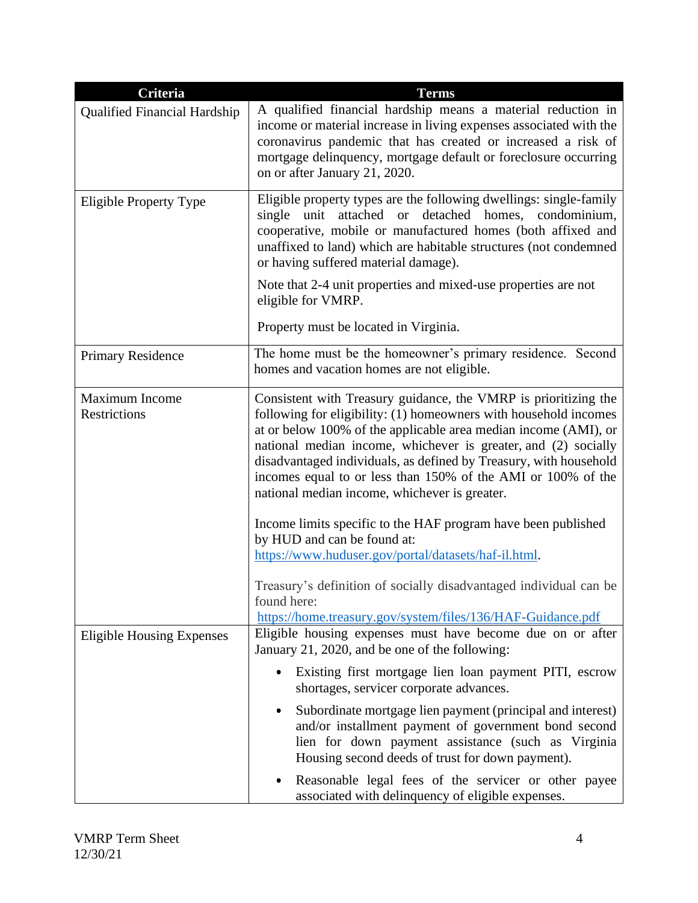| Criteria | Terms |
| --- | --- |
| Qualified Financial Hardship | A qualified financial hardship means a material reduction in income or material increase in living expenses associated with the coronavirus pandemic that has created or increased a risk of mortgage delinquency, mortgage default or foreclosure occurring on or after January 21, 2020. |
| Eligible Property Type | Eligible property types are the following dwellings: single-family single unit attached or detached homes, condominium, cooperative, mobile or manufactured homes (both affixed and unaffixed to land) which are habitable structures (not condemned or having suffered material damage).<br><br>Note that 2-4 unit properties and mixed-use properties are not eligible for VMRP.<br><br>Property must be located in Virginia. |
| Primary Residence | The home must be the homeowner's primary residence. Second homes and vacation homes are not eligible. |
| Maximum Income Restrictions | Consistent with Treasury guidance, the VMRP is prioritizing the following for eligibility: (1) homeowners with household incomes at or below 100% of the applicable area median income (AMI), or national median income, whichever is greater, and (2) socially disadvantaged individuals, as defined by Treasury, with household incomes equal to or less than 150% of the AMI or 100% of the national median income, whichever is greater.<br><br>Income limits specific to the HAF program have been published by HUD and can be found at: [https://www.huduser.gov/portal/datasets/haf-il.html](https://www.huduser.gov/portal/datasets/haf-il.html).<br><br>Treasury's definition of socially disadvantaged individual can be found here: [https://home.treasury.gov/system/files/136/HAF-Guidance.pdf](https://home.treasury.gov/system/files/136/HAF-Guidance.pdf) |
| Eligible Housing Expenses | Eligible housing expenses must have become due on or after January 21, 2020, and be one of the following:<br><br>• Existing first mortgage lien loan payment PITI, escrow shortages, servicer corporate advances.<br><br>• Subordinate mortgage lien payment (principal and interest) and/or installment payment of government bond second lien for down payment assistance (such as Virginia Housing second deeds of trust for down payment).<br><br>• Reasonable legal fees of the servicer or other payee associated with delinquency of eligible expenses. |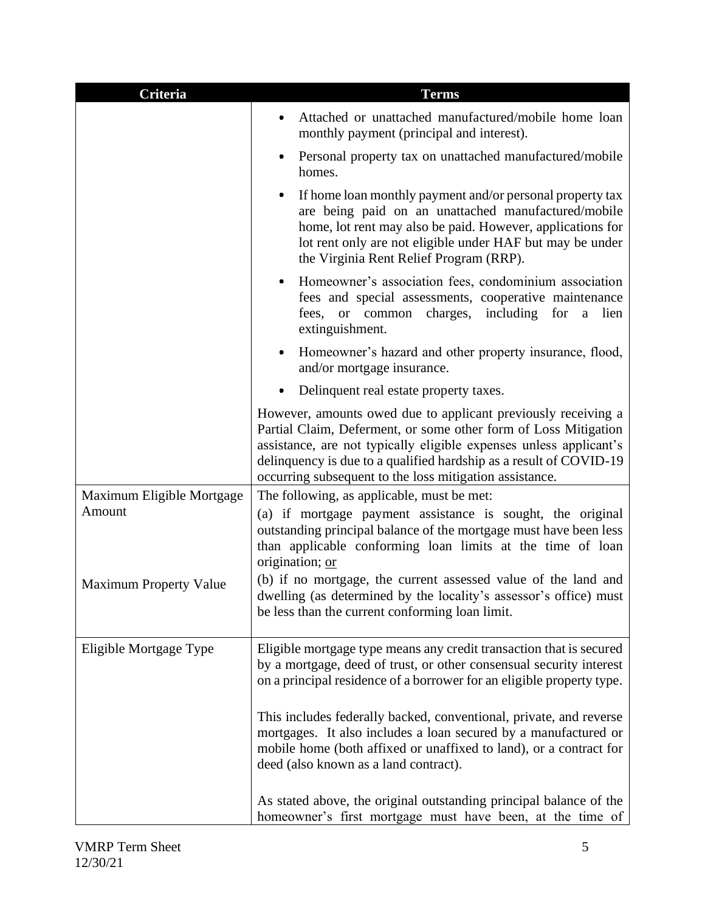| Criteria | Terms |
|---|---|
| | • Attached or unattached manufactured/mobile home loan monthly payment (principal and interest).<br>• Personal property tax on unattached manufactured/mobile homes.<br>• If home loan monthly payment and/or personal property tax are being paid on an unattached manufactured/mobile home, lot rent may also be paid. However, applications for lot rent only are not eligible under HAF but may be under the Virginia Rent Relief Program (RRP).<br>• Homeowner's association fees, condominium association fees and special assessments, cooperative maintenance fees, or common charges, including for a lien extinguishment.<br>• Homeowner's hazard and other property insurance, flood, and/or mortgage insurance.<br>• Delinquent real estate property taxes.<br><br>However, amounts owed due to applicant previously receiving a Partial Claim, Deferment, or some other form of Loss Mitigation assistance, are not typically eligible expenses unless applicant's delinquency is due to a qualified hardship as a result of COVID-19 occurring subsequent to the loss mitigation assistance. |
| Maximum Eligible Mortgage Amount<br><br>Maximum Property Value | The following, as applicable, must be met:<br>(a) if mortgage payment assistance is sought, the original outstanding principal balance of the mortgage must have been less than applicable conforming loan limits at the time of loan origination; <u>or</u><br>(b) if no mortgage, the current assessed value of the land and dwelling (as determined by the locality's assessor's office) must be less than the current conforming loan limit. |
| Eligible Mortgage Type | Eligible mortgage type means any credit transaction that is secured by a mortgage, deed of trust, or other consensual security interest on a principal residence of a borrower for an eligible property type.<br><br>This includes federally backed, conventional, private, and reverse mortgages. It also includes a loan secured by a manufactured or mobile home (both affixed or unaffixed to land), or a contract for deed (also known as a land contract).<br><br>As stated above, the original outstanding principal balance of the homeowner's first mortgage must have been, at the time of |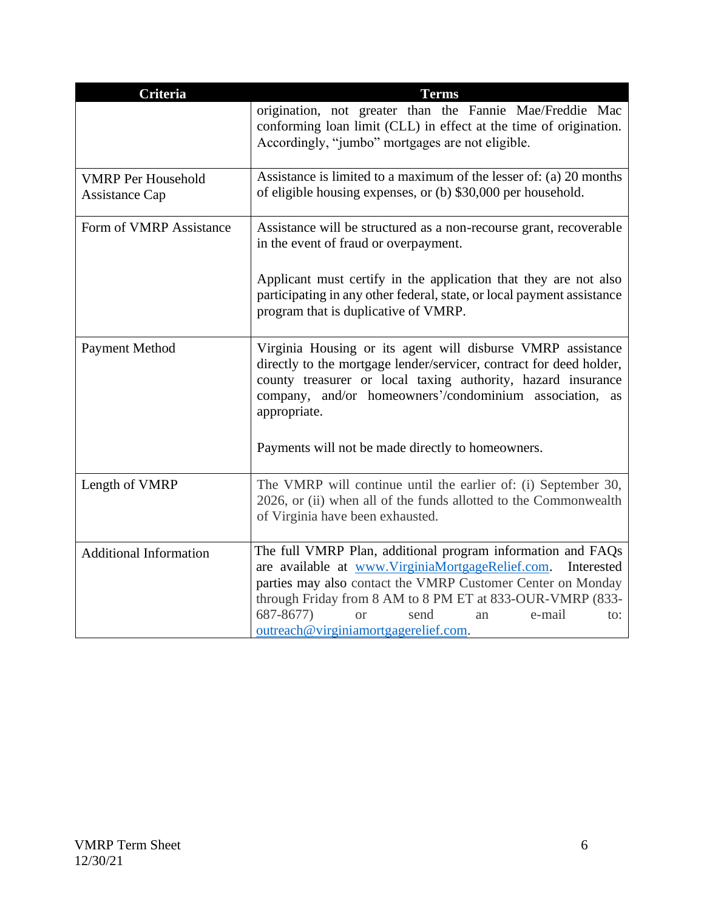| Criteria | Terms |
|---|---|
| | origination, not greater than the Fannie Mae/Freddie Mac conforming loan limit (CLL) in effect at the time of origination. Accordingly, "jumbo" mortgages are not eligible. |
| VMRP Per Household Assistance Cap | Assistance is limited to a maximum of the lesser of: (a) 20 months of eligible housing expenses, or (b) $30,000 per household. |
| Form of VMRP Assistance | Assistance will be structured as a non-recourse grant, recoverable in the event of fraud or overpayment.<br><br>Applicant must certify in the application that they are not also participating in any other federal, state, or local payment assistance program that is duplicative of VMRP. |
| Payment Method | Virginia Housing or its agent will disburse VMRP assistance directly to the mortgage lender/servicer, contract for deed holder, county treasurer or local taxing authority, hazard insurance company, and/or homeowners'/condominium association, as appropriate.<br><br>Payments will not be made directly to homeowners. |
| Length of VMRP | The VMRP will continue until the earlier of: (i) September 30, 2026, or (ii) when all of the funds allotted to the Commonwealth of Virginia have been exhausted. |
| Additional Information | The full VMRP Plan, additional program information and FAQs are available at www.VirginiaMortgageRelief.com. Interested parties may also contact the VMRP Customer Center on Monday through Friday from 8 AM to 8 PM ET at 833-OUR-VMRP (833-687-8677) or send an e-mail to: outreach@virginiamortgagerelief.com. |